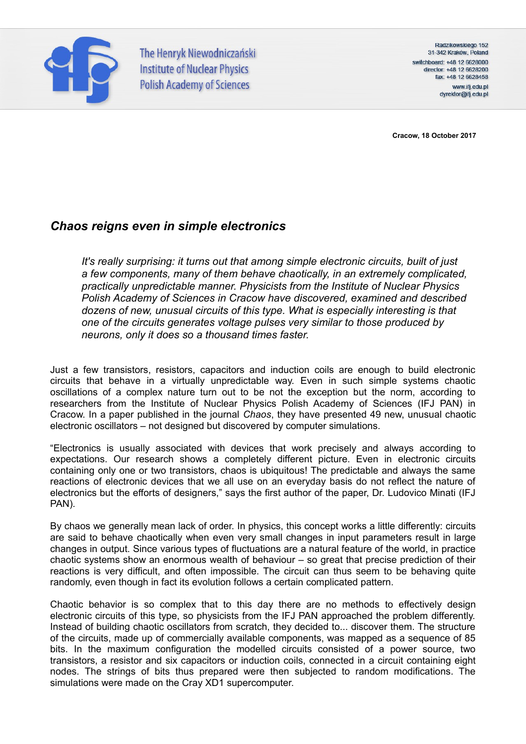The Henryk Niewodniczański Institute of Nuclear Physics Polish Academy of Sciences

Radzikowskiego 152
31-342 Kraków, Poland
switchboard: +48 12 6628000
director: +48 12 6628200
fax: +48 12 5628458
www.ifj.edu.pl
dyrektor@ifj.edu.pl

**Cracow, 18 October 2017**

## *Chaos reigns even in simple electronics*

*It's really surprising: it turns out that among simple electronic circuits, built of just a few components, many of them behave chaotically, in an extremely complicated, practically unpredictable manner. Physicists from the Institute of Nuclear Physics Polish Academy of Sciences in Cracow have discovered, examined and described dozens of new, unusual circuits of this type. What is especially interesting is that one of the circuits generates voltage pulses very similar to those produced by neurons, only it does so a thousand times faster.*

Just a few transistors, resistors, capacitors and induction coils are enough to build electronic circuits that behave in a virtually unpredictable way. Even in such simple systems chaotic oscillations of a complex nature turn out to be not the exception but the norm, according to researchers from the Institute of Nuclear Physics Polish Academy of Sciences (IFJ PAN) in Cracow. In a paper published in the journal *Chaos*, they have presented 49 new, unusual chaotic electronic oscillators – not designed but discovered by computer simulations.

“Electronics is usually associated with devices that work precisely and always according to expectations. Our research shows a completely different picture. Even in electronic circuits containing only one or two transistors, chaos is ubiquitous! The predictable and always the same reactions of electronic devices that we all use on an everyday basis do not reflect the nature of electronics but the efforts of designers,” says the first author of the paper, Dr. Ludovico Minati (IFJ PAN).

By chaos we generally mean lack of order. In physics, this concept works a little differently: circuits are said to behave chaotically when even very small changes in input parameters result in large changes in output. Since various types of fluctuations are a natural feature of the world, in practice chaotic systems show an enormous wealth of behaviour – so great that precise prediction of their reactions is very difficult, and often impossible. The circuit can thus seem to be behaving quite randomly, even though in fact its evolution follows a certain complicated pattern.

Chaotic behavior is so complex that to this day there are no methods to effectively design electronic circuits of this type, so physicists from the IFJ PAN approached the problem differently. Instead of building chaotic oscillators from scratch, they decided to... discover them. The structure of the circuits, made up of commercially available components, was mapped as a sequence of 85 bits. In the maximum configuration the modelled circuits consisted of a power source, two transistors, a resistor and six capacitors or induction coils, connected in a circuit containing eight nodes. The strings of bits thus prepared were then subjected to random modifications. The simulations were made on the Cray XD1 supercomputer.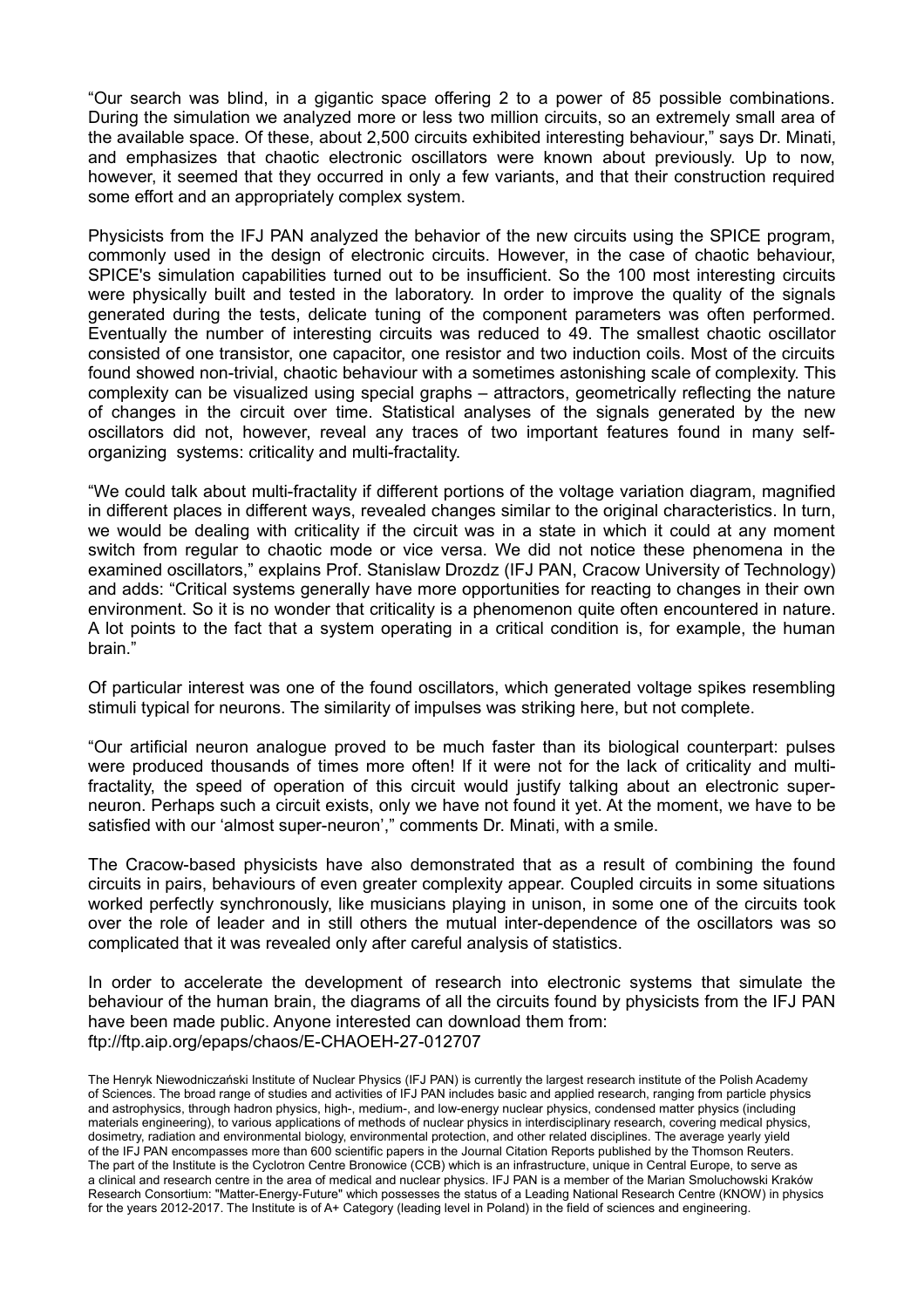"Our search was blind, in a gigantic space offering 2 to a power of 85 possible combinations. During the simulation we analyzed more or less two million circuits, so an extremely small area of the available space. Of these, about 2,500 circuits exhibited interesting behaviour," says Dr. Minati, and emphasizes that chaotic electronic oscillators were known about previously. Up to now, however, it seemed that they occurred in only a few variants, and that their construction required some effort and an appropriately complex system.

Physicists from the IFJ PAN analyzed the behavior of the new circuits using the SPICE program, commonly used in the design of electronic circuits. However, in the case of chaotic behaviour, SPICE's simulation capabilities turned out to be insufficient. So the 100 most interesting circuits were physically built and tested in the laboratory. In order to improve the quality of the signals generated during the tests, delicate tuning of the component parameters was often performed. Eventually the number of interesting circuits was reduced to 49. The smallest chaotic oscillator consisted of one transistor, one capacitor, one resistor and two induction coils. Most of the circuits found showed non-trivial, chaotic behaviour with a sometimes astonishing scale of complexity. This complexity can be visualized using special graphs – attractors, geometrically reflecting the nature of changes in the circuit over time. Statistical analyses of the signals generated by the new oscillators did not, however, reveal any traces of two important features found in many self-organizing systems: criticality and multi-fractality.

"We could talk about multi-fractality if different portions of the voltage variation diagram, magnified in different places in different ways, revealed changes similar to the original characteristics. In turn, we would be dealing with criticality if the circuit was in a state in which it could at any moment switch from regular to chaotic mode or vice versa. We did not notice these phenomena in the examined oscillators," explains Prof. Stanislaw Drozdz (IFJ PAN, Cracow University of Technology) and adds: "Critical systems generally have more opportunities for reacting to changes in their own environment. So it is no wonder that criticality is a phenomenon quite often encountered in nature. A lot points to the fact that a system operating in a critical condition is, for example, the human brain."

Of particular interest was one of the found oscillators, which generated voltage spikes resembling stimuli typical for neurons. The similarity of impulses was striking here, but not complete.

"Our artificial neuron analogue proved to be much faster than its biological counterpart: pulses were produced thousands of times more often! If it were not for the lack of criticality and multi-fractality, the speed of operation of this circuit would justify talking about an electronic super-neuron. Perhaps such a circuit exists, only we have not found it yet. At the moment, we have to be satisfied with our 'almost super-neuron'," comments Dr. Minati, with a smile.

The Cracow-based physicists have also demonstrated that as a result of combining the found circuits in pairs, behaviours of even greater complexity appear. Coupled circuits in some situations worked perfectly synchronously, like musicians playing in unison, in some one of the circuits took over the role of leader and in still others the mutual inter-dependence of the oscillators was so complicated that it was revealed only after careful analysis of statistics.

In order to accelerate the development of research into electronic systems that simulate the behaviour of the human brain, the diagrams of all the circuits found by physicists from the IFJ PAN have been made public. Anyone interested can download them from: ftp://ftp.aip.org/epaps/chaos/E-CHAOEH-27-012707

The Henryk Niewodniczański Institute of Nuclear Physics (IFJ PAN) is currently the largest research institute of the Polish Academy of Sciences. The broad range of studies and activities of IFJ PAN includes basic and applied research, ranging from particle physics and astrophysics, through hadron physics, high-, medium-, and low-energy nuclear physics, condensed matter physics (including materials engineering), to various applications of methods of nuclear physics in interdisciplinary research, covering medical physics, dosimetry, radiation and environmental biology, environmental protection, and other related disciplines. The average yearly yield of the IFJ PAN encompasses more than 600 scientific papers in the Journal Citation Reports published by the Thomson Reuters. The part of the Institute is the Cyclotron Centre Bronowice (CCB) which is an infrastructure, unique in Central Europe, to serve as a clinical and research centre in the area of medical and nuclear physics. IFJ PAN is a member of the Marian Smoluchowski Kraków Research Consortium: "Matter-Energy-Future" which possesses the status of a Leading National Research Centre (KNOW) in physics for the years 2012-2017. The Institute is of A+ Category (leading level in Poland) in the field of sciences and engineering.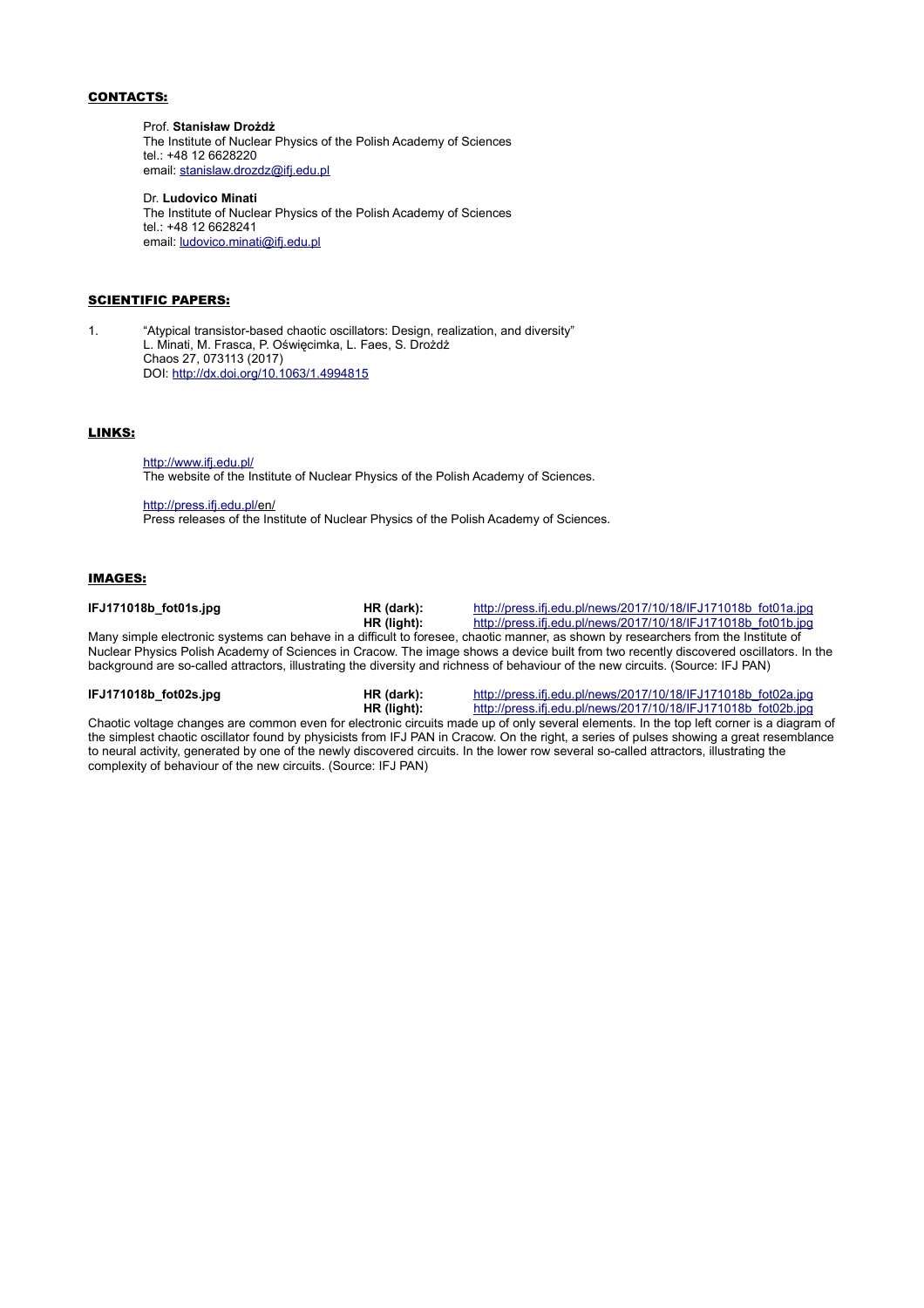## CONTACTS:

Prof. **Stanisław Drożdż**
The Institute of Nuclear Physics of the Polish Academy of Sciences
tel.: +48 12 6628220
email: stanislaw.drozdz@ifj.edu.pl

Dr. **Ludovico Minati**
The Institute of Nuclear Physics of the Polish Academy of Sciences
tel.: +48 12 6628241
email: ludovico.minati@ifj.edu.pl

## SCIENTIFIC PAPERS:

1. "Atypical transistor-based chaotic oscillators: Design, realization, and diversity"
   L. Minati, M. Frasca, P. Oświęcimka, L. Faes, S. Drożdż
   Chaos 27, 073113 (2017)
   DOI: http://dx.doi.org/10.1063/1.4994815

## LINKS:

http://www.ifj.edu.pl/
The website of the Institute of Nuclear Physics of the Polish Academy of Sciences.

http://press.ifj.edu.pl/en/
Press releases of the Institute of Nuclear Physics of the Polish Academy of Sciences.

## IMAGES:

**IFJ171018b_fot01s.jpg** **HR (dark):** http://press.ifj.edu.pl/news/2017/10/18/IFJ171018b_fot01a.jpg
**HR (light):** http://press.ifj.edu.pl/news/2017/10/18/IFJ171018b_fot01b.jpg

Many simple electronic systems can behave in a difficult to foresee, chaotic manner, as shown by researchers from the Institute of Nuclear Physics Polish Academy of Sciences in Cracow. The image shows a device built from two recently discovered oscillators. In the background are so-called attractors, illustrating the diversity and richness of behaviour of the new circuits. (Source: IFJ PAN)

**IFJ171018b_fot02s.jpg** **HR (dark):** http://press.ifj.edu.pl/news/2017/10/18/IFJ171018b_fot02a.jpg
**HR (light):** http://press.ifj.edu.pl/news/2017/10/18/IFJ171018b_fot02b.jpg

Chaotic voltage changes are common even for electronic circuits made up of only several elements. In the top left corner is a diagram of the simplest chaotic oscillator found by physicists from IFJ PAN in Cracow. On the right, a series of pulses showing a great resemblance to neural activity, generated by one of the newly discovered circuits. In the lower row several so-called attractors, illustrating the complexity of behaviour of the new circuits. (Source: IFJ PAN)